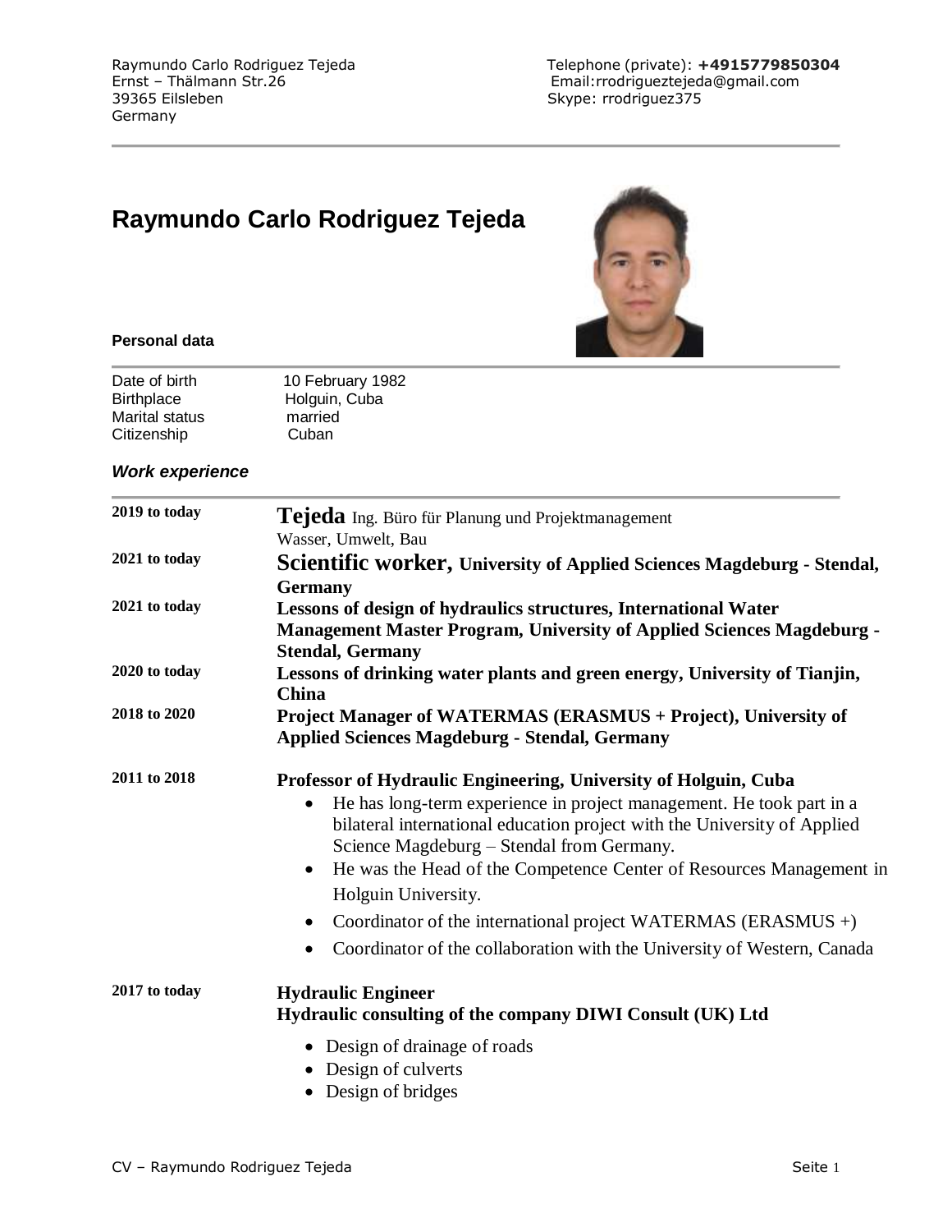Raymundo Carlo Rodriguez Tejeda
Ernst – Thälmann Str.26
39365 Eilsleben
Germany

Telephone (private): **+4915779850304**
Email:rrodrigueztejeda@gmail.com
Skype: rrodriguez375

# Raymundo Carlo Rodriguez Tejeda

**Personal data**

| | |
|---|---|
| Date of birth | 10 February 1982 |
| Birthplace | Holguin, Cuba |
| Marital status | married |
| Citizenship | Cuban |

***Work experience***

**2019 to today**
**Tejeda** Ing. Büro für Planung und Projektmanagement
Wasser, Umwelt, Bau

**2021 to today**
**Scientific worker, University of Applied Sciences Magdeburg - Stendal, Germany**

**2021 to today**
**Lessons of design of hydraulics structures, International Water Management Master Program, University of Applied Sciences Magdeburg - Stendal, Germany**

**2020 to today**
**Lessons of drinking water plants and green energy, University of Tianjin, China**

**2018 to 2020**
**Project Manager of WATERMAS (ERASMUS + Project), University of Applied Sciences Magdeburg - Stendal, Germany**

**2011 to 2018**
**Professor of Hydraulic Engineering, University of Holguin, Cuba**

- He has long-term experience in project management. He took part in a bilateral international education project with the University of Applied Science Magdeburg – Stendal from Germany.
- He was the Head of the Competence Center of Resources Management in Holguin University.
- Coordinator of the international project WATERMAS (ERASMUS +)
- Coordinator of the collaboration with the University of Western, Canada

**2017 to today**
**Hydraulic Engineer**
**Hydraulic consulting of the company DIWI Consult (UK) Ltd**

- Design of drainage of roads
- Design of culverts
- Design of bridges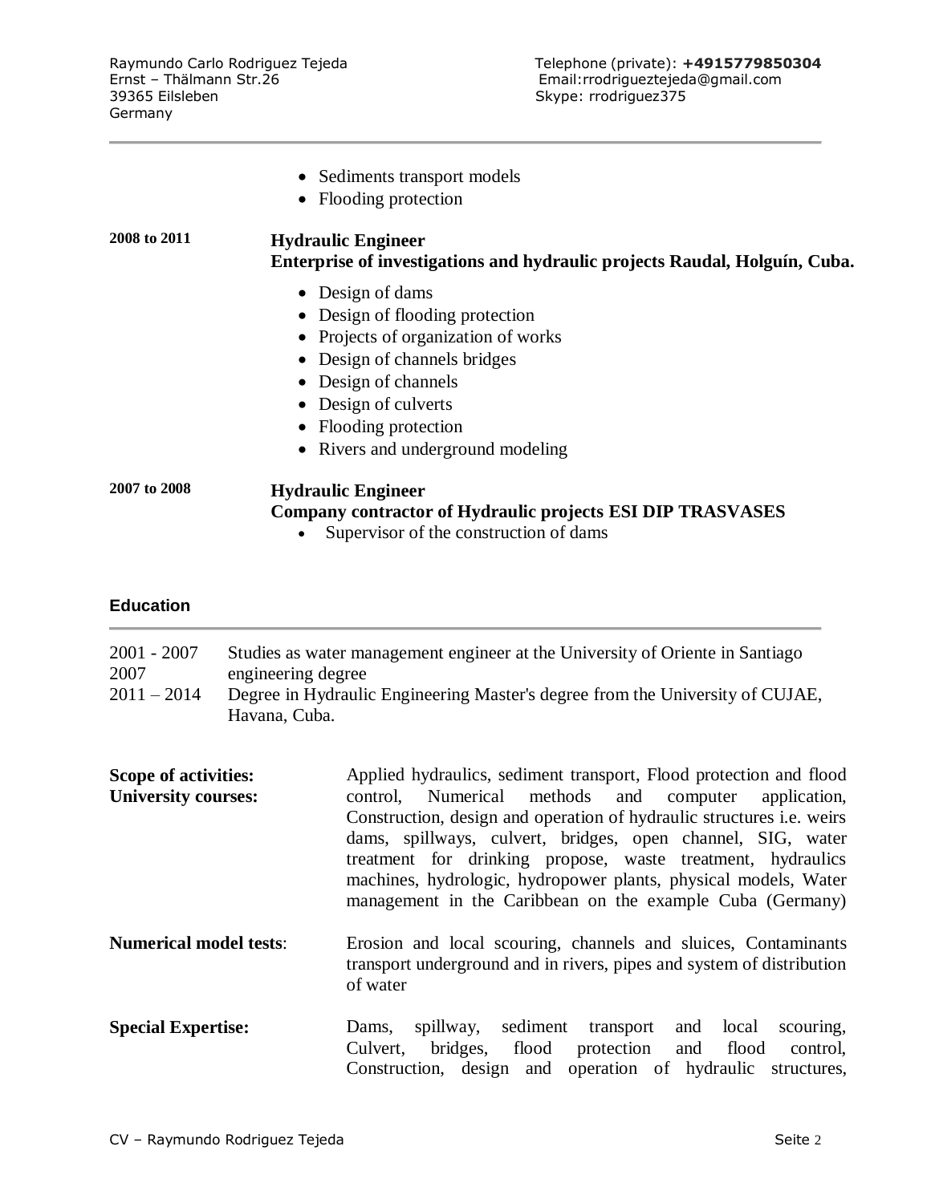Raymundo Carlo Rodriguez Tejeda
Ernst – Thälmann Str.26
39365 Eilsleben
Germany

Telephone (private): **+4915779850304**
Email:rrodrigueztejeda@gmail.com
Skype: rrodriguez375

- Sediments transport models
- Flooding protection

**2008 to 2011** **Hydraulic Engineer**
**Enterprise of investigations and hydraulic projects Raudal, Holguín, Cuba.**

- Design of dams
- Design of flooding protection
- Projects of organization of works
- Design of channels bridges
- Design of channels
- Design of culverts
- Flooding protection
- Rivers and underground modeling

**2007 to 2008** **Hydraulic Engineer**
**Company contractor of Hydraulic projects ESI DIP TRASVASES**

- Supervisor of the construction of dams

## Education

2001 - 2007 Studies as water management engineer at the University of Oriente in Santiago
2007 engineering degree
2011 – 2014 Degree in Hydraulic Engineering Master's degree from the University of CUJAE, Havana, Cuba.

**Scope of activities:**
**University courses:** Applied hydraulics, sediment transport, Flood protection and flood control, Numerical methods and computer application, Construction, design and operation of hydraulic structures i.e. weirs dams, spillways, culvert, bridges, open channel, SIG, water treatment for drinking propose, waste treatment, hydraulics machines, hydrologic, hydropower plants, physical models, Water management in the Caribbean on the example Cuba (Germany)

**Numerical model tests**: Erosion and local scouring, channels and sluices, Contaminants transport underground and in rivers, pipes and system of distribution of water

**Special Expertise:** Dams, spillway, sediment transport and local scouring, Culvert, bridges, flood protection and flood control, Construction, design and operation of hydraulic structures,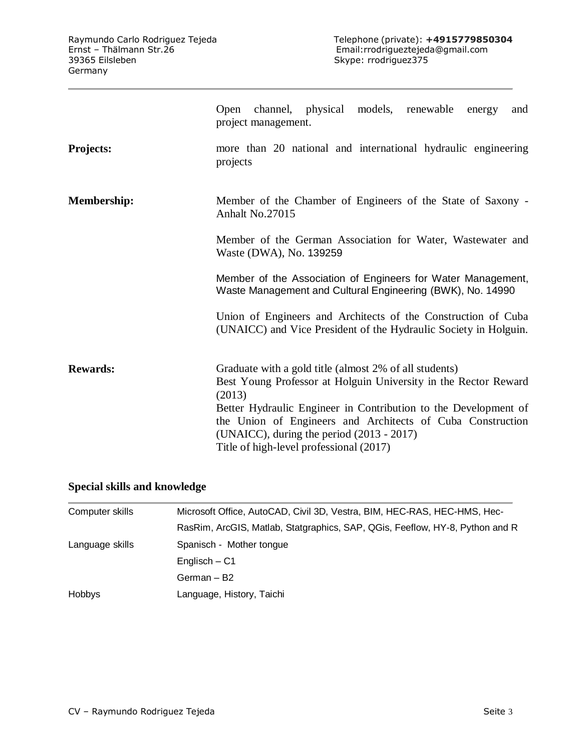| | |
|---|---|
| | Open channel, physical models, renewable energy and project management. |
| **Projects:** | more than 20 national and international hydraulic engineering projects |
| **Membership:** | Member of the Chamber of Engineers of the State of Saxony - Anhalt No.27015 |
| | Member of the German Association for Water, Wastewater and Waste (DWA), No. 139259 |
| | Member of the Association of Engineers for Water Management, Waste Management and Cultural Engineering (BWK), No. 14990 |
| | Union of Engineers and Architects of the Construction of Cuba (UNAICC) and Vice President of the Hydraulic Society in Holguin. |
| **Rewards:** | Graduate with a gold title (almost 2% of all students)<br>Best Young Professor at Holguin University in the Rector Reward (2013)<br>Better Hydraulic Engineer in Contribution to the Development of the Union of Engineers and Architects of Cuba Construction (UNAICC), during the period (2013 - 2017)<br>Title of high-level professional (2017) |

## Special skills and knowledge

| | |
|---|---|
| Computer skills | Microsoft Office, AutoCAD, Civil 3D, Vestra, BIM, HEC-RAS, HEC-HMS, Hec-RasRim, ArcGIS, Matlab, Statgraphics, SAP, QGis, Feeflow, HY-8, Python and R |
| Language skills | Spanisch - Mother tongue |
| | Englisch – C1 |
| | German – B2 |
| Hobbys | Language, History, Taichi |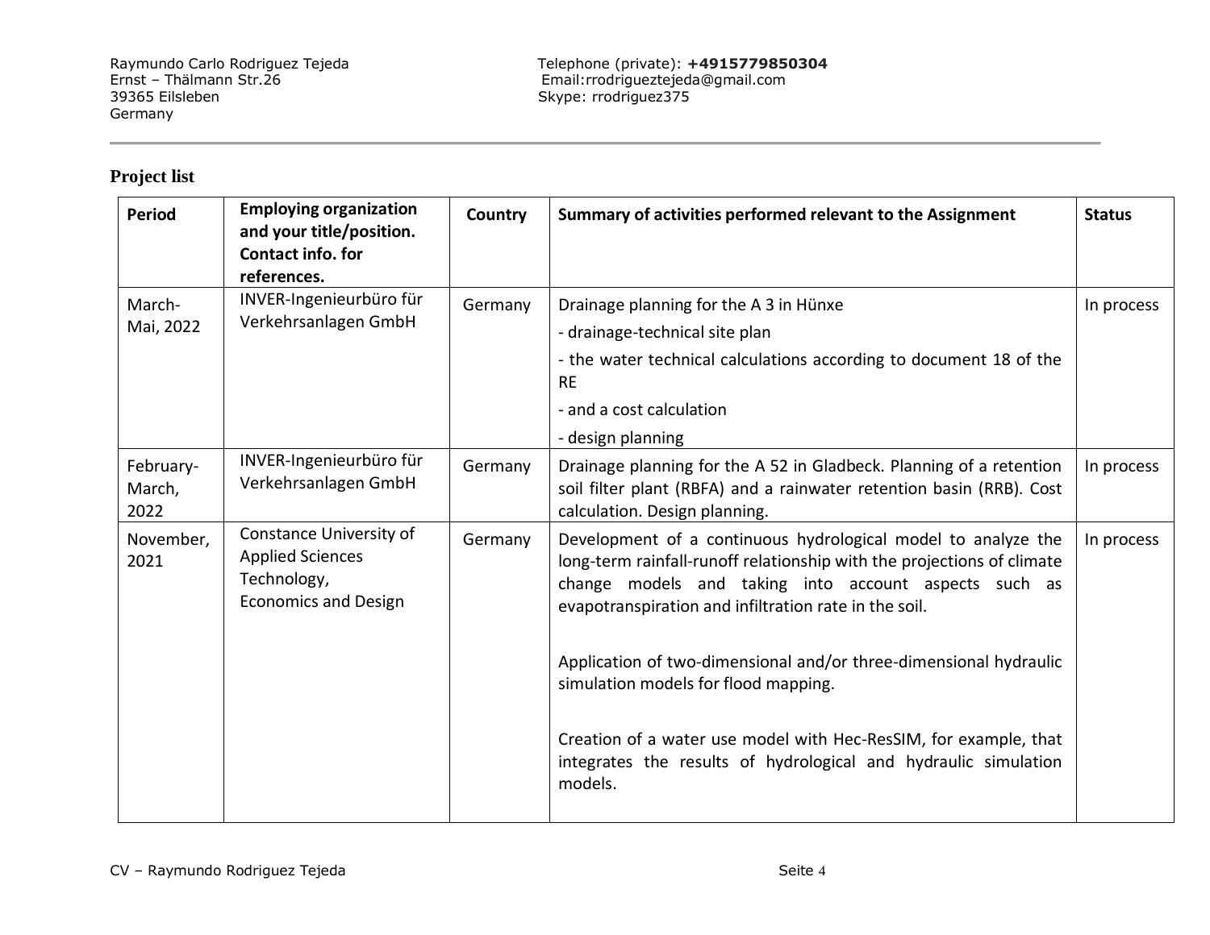Raymundo Carlo Rodriguez Tejeda
Ernst – Thälmann Str.26
39365 Eilsleben
Germany

Telephone (private): **+4915779850304**
Email:rrodrigueztejeda@gmail.com
Skype: rrodriguez375

## Project list

| Period | Employing organization and your title/position. Contact info. for references. | Country | Summary of activities performed relevant to the Assignment | Status |
|---|---|---|---|---|
| March-Mai, 2022 | INVER-Ingenieurbüro für Verkehrsanlagen GmbH | Germany | Drainage planning for the A 3 in Hünxe<br>- drainage-technical site plan<br>- the water technical calculations according to document 18 of the RE<br>- and a cost calculation<br>- design planning | In process |
| February-March, 2022 | INVER-Ingenieurbüro für Verkehrsanlagen GmbH | Germany | Drainage planning for the A 52 in Gladbeck. Planning of a retention soil filter plant (RBFA) and a rainwater retention basin (RRB). Cost calculation. Design planning. | In process |
| November, 2021 | Constance University of Applied Sciences Technology, Economics and Design | Germany | Development of a continuous hydrological model to analyze the long-term rainfall-runoff relationship with the projections of climate change models and taking into account aspects such as evapotranspiration and infiltration rate in the soil.<br><br>Application of two-dimensional and/or three-dimensional hydraulic simulation models for flood mapping.<br><br>Creation of a water use model with Hec-ResSIM, for example, that integrates the results of hydrological and hydraulic simulation models. | In process |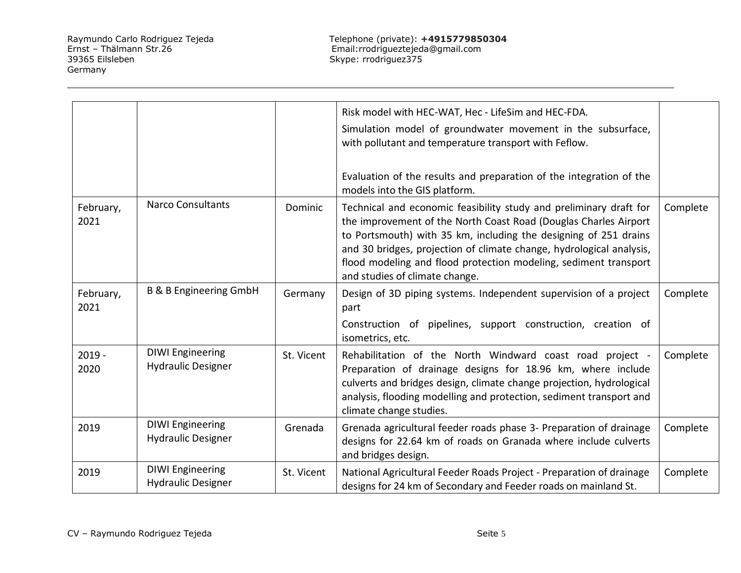| | | | | |
|---|---|---|---|---|
| | | | Risk model with HEC-WAT, Hec - LifeSim and HEC-FDA.<br>Simulation model of groundwater movement in the subsurface, with pollutant and temperature transport with Feflow.<br><br>Evaluation of the results and preparation of the integration of the models into the GIS platform. | |
| February, 2021 | Narco Consultants | Dominic | Technical and economic feasibility study and preliminary draft for the improvement of the North Coast Road (Douglas Charles Airport to Portsmouth) with 35 km, including the designing of 251 drains and 30 bridges, projection of climate change, hydrological analysis, flood modeling and flood protection modeling, sediment transport and studies of climate change. | Complete |
| February, 2021 | B & B Engineering GmbH | Germany | Design of 3D piping systems. Independent supervision of a project part<br>Construction of pipelines, support construction, creation of isometrics, etc. | Complete |
| 2019 - 2020 | DIWI Engineering<br>Hydraulic Designer | St. Vicent | Rehabilitation of the North Windward coast road project - Preparation of drainage designs for 18.96 km, where include culverts and bridges design, climate change projection, hydrological analysis, flooding modelling and protection, sediment transport and climate change studies. | Complete |
| 2019 | DIWI Engineering<br>Hydraulic Designer | Grenada | Grenada agricultural feeder roads phase 3- Preparation of drainage designs for 22.64 km of roads on Granada where include culverts and bridges design. | Complete |
| 2019 | DIWI Engineering<br>Hydraulic Designer | St. Vicent | National Agricultural Feeder Roads Project - Preparation of drainage designs for 24 km of Secondary and Feeder roads on mainland St. | Complete |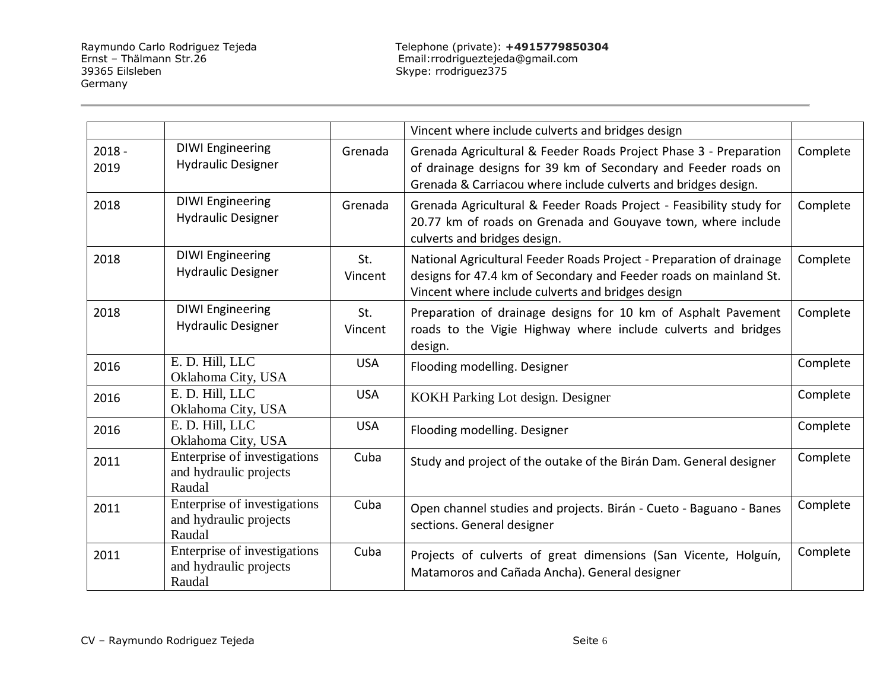| | | | | |
|---|---|---|---|---|
| | | | Vincent where include culverts and bridges design | |
| 2018 - 2019 | DIWI Engineering Hydraulic Designer | Grenada | Grenada Agricultural & Feeder Roads Project Phase 3 - Preparation of drainage designs for 39 km of Secondary and Feeder roads on Grenada & Carriacou where include culverts and bridges design. | Complete |
| 2018 | DIWI Engineering Hydraulic Designer | Grenada | Grenada Agricultural & Feeder Roads Project - Feasibility study for 20.77 km of roads on Grenada and Gouyave town, where include culverts and bridges design. | Complete |
| 2018 | DIWI Engineering Hydraulic Designer | St. Vincent | National Agricultural Feeder Roads Project - Preparation of drainage designs for 47.4 km of Secondary and Feeder roads on mainland St. Vincent where include culverts and bridges design | Complete |
| 2018 | DIWI Engineering Hydraulic Designer | St. Vincent | Preparation of drainage designs for 10 km of Asphalt Pavement roads to the Vigie Highway where include culverts and bridges design. | Complete |
| 2016 | E. D. Hill, LLC Oklahoma City, USA | USA | Flooding modelling. Designer | Complete |
| 2016 | E. D. Hill, LLC Oklahoma City, USA | USA | KOKH Parking Lot design. Designer | Complete |
| 2016 | E. D. Hill, LLC Oklahoma City, USA | USA | Flooding modelling. Designer | Complete |
| 2011 | Enterprise of investigations and hydraulic projects Raudal | Cuba | Study and project of the outake of the Birán Dam. General designer | Complete |
| 2011 | Enterprise of investigations and hydraulic projects Raudal | Cuba | Open channel studies and projects. Birán - Cueto - Baguano - Banes sections. General designer | Complete |
| 2011 | Enterprise of investigations and hydraulic projects Raudal | Cuba | Projects of culverts of great dimensions (San Vicente, Holguín, Matamoros and Cañada Ancha). General designer | Complete |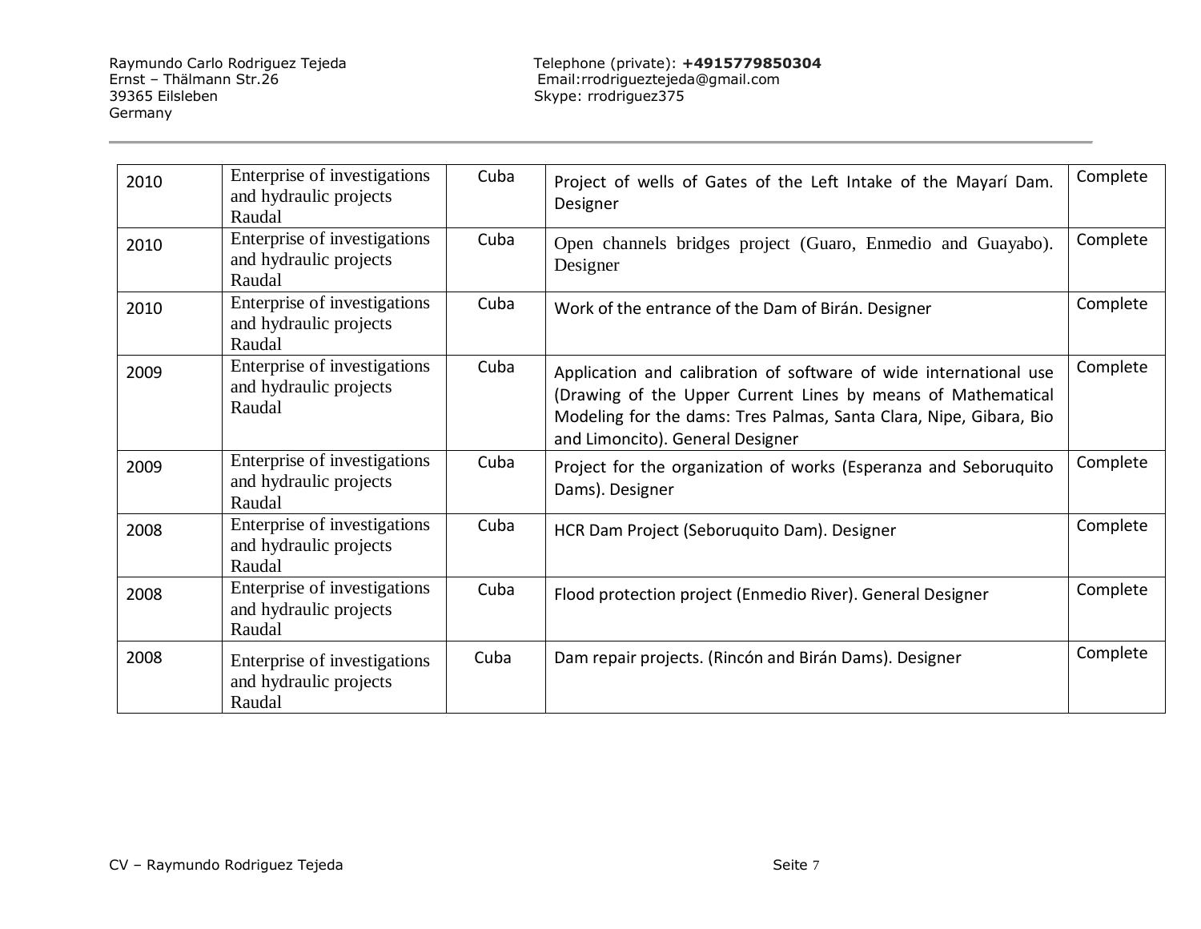| 2010 | Enterprise of investigations and hydraulic projects Raudal | Cuba | Project of wells of Gates of the Left Intake of the Mayarí Dam. Designer | Complete |
|---|---|---|---|---|
| 2010 | Enterprise of investigations and hydraulic projects Raudal | Cuba | Open channels bridges project (Guaro, Enmedio and Guayabo). Designer | Complete |
| 2010 | Enterprise of investigations and hydraulic projects Raudal | Cuba | Work of the entrance of the Dam of Birán. Designer | Complete |
| 2009 | Enterprise of investigations and hydraulic projects Raudal | Cuba | Application and calibration of software of wide international use (Drawing of the Upper Current Lines by means of Mathematical Modeling for the dams: Tres Palmas, Santa Clara, Nipe, Gibara, Bio and Limoncito). General Designer | Complete |
| 2009 | Enterprise of investigations and hydraulic projects Raudal | Cuba | Project for the organization of works (Esperanza and Seboruquito Dams). Designer | Complete |
| 2008 | Enterprise of investigations and hydraulic projects Raudal | Cuba | HCR Dam Project (Seboruquito Dam). Designer | Complete |
| 2008 | Enterprise of investigations and hydraulic projects Raudal | Cuba | Flood protection project (Enmedio River). General Designer | Complete |
| 2008 | Enterprise of investigations and hydraulic projects Raudal | Cuba | Dam repair projects. (Rincón and Birán Dams). Designer | Complete |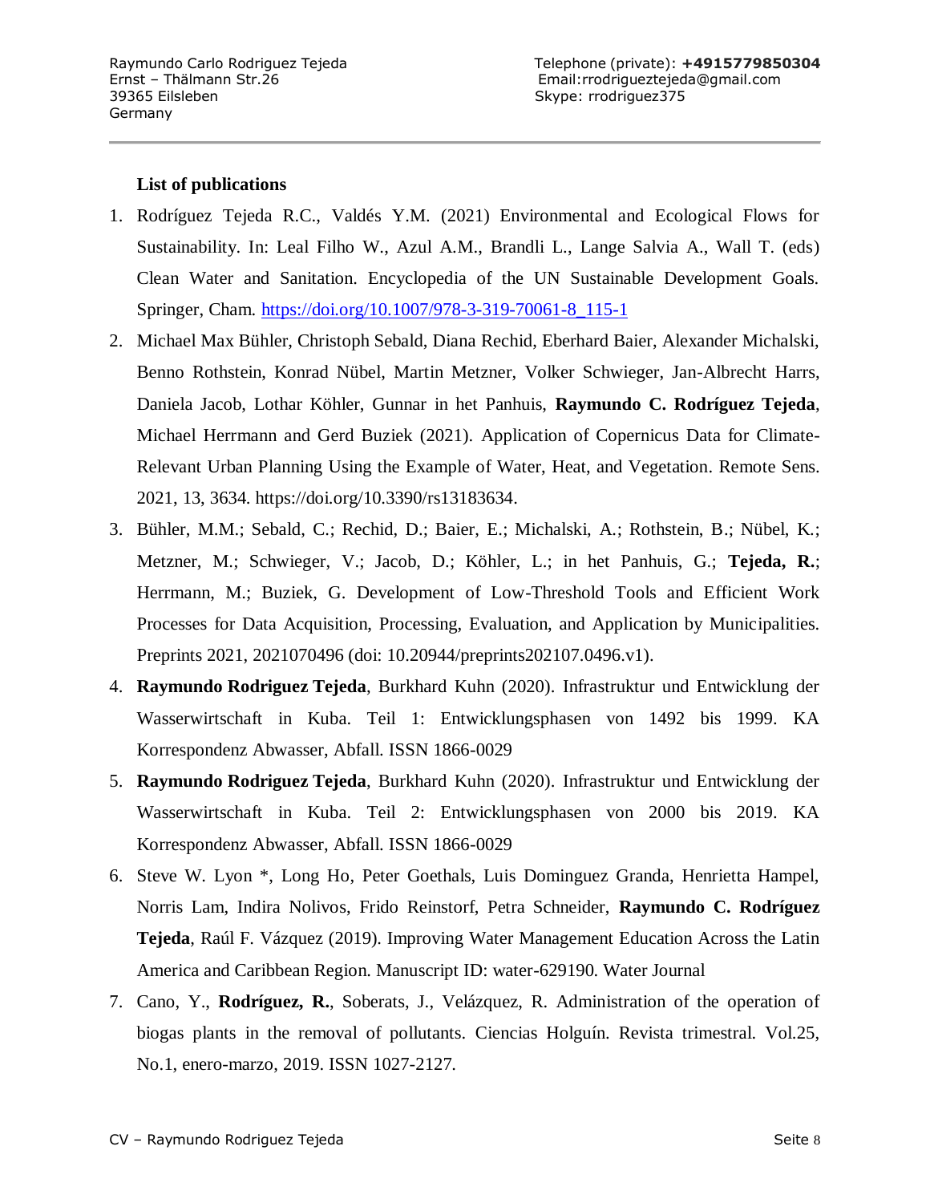Raymundo Carlo Rodriguez Tejeda
Ernst – Thälmann Str.26
39365 Eilsleben
Germany

Telephone (private): **+4915779850304**
Email:rrodrigueztejeda@gmail.com
Skype: rrodriguez375

**List of publications**

1. Rodríguez Tejeda R.C., Valdés Y.M. (2021) Environmental and Ecological Flows for Sustainability. In: Leal Filho W., Azul A.M., Brandli L., Lange Salvia A., Wall T. (eds) Clean Water and Sanitation. Encyclopedia of the UN Sustainable Development Goals. Springer, Cham. [https://doi.org/10.1007/978-3-319-70061-8_115-1](https://doi.org/10.1007/978-3-319-70061-8_115-1)
2. Michael Max Bühler, Christoph Sebald, Diana Rechid, Eberhard Baier, Alexander Michalski, Benno Rothstein, Konrad Nübel, Martin Metzner, Volker Schwieger, Jan-Albrecht Harrs, Daniela Jacob, Lothar Köhler, Gunnar in het Panhuis, **Raymundo C. Rodríguez Tejeda**, Michael Herrmann and Gerd Buziek (2021). Application of Copernicus Data for Climate-Relevant Urban Planning Using the Example of Water, Heat, and Vegetation. Remote Sens. 2021, 13, 3634. https://doi.org/10.3390/rs13183634.
3. Bühler, M.M.; Sebald, C.; Rechid, D.; Baier, E.; Michalski, A.; Rothstein, B.; Nübel, K.; Metzner, M.; Schwieger, V.; Jacob, D.; Köhler, L.; in het Panhuis, G.; **Tejeda, R.**; Herrmann, M.; Buziek, G. Development of Low-Threshold Tools and Efficient Work Processes for Data Acquisition, Processing, Evaluation, and Application by Municipalities. Preprints 2021, 2021070496 (doi: 10.20944/preprints202107.0496.v1).
4. **Raymundo Rodriguez Tejeda**, Burkhard Kuhn (2020). Infrastruktur und Entwicklung der Wasserwirtschaft in Kuba. Teil 1: Entwicklungsphasen von 1492 bis 1999. KA Korrespondenz Abwasser, Abfall. ISSN 1866-0029
5. **Raymundo Rodriguez Tejeda**, Burkhard Kuhn (2020). Infrastruktur und Entwicklung der Wasserwirtschaft in Kuba. Teil 2: Entwicklungsphasen von 2000 bis 2019. KA Korrespondenz Abwasser, Abfall. ISSN 1866-0029
6. Steve W. Lyon *, Long Ho, Peter Goethals, Luis Dominguez Granda, Henrietta Hampel, Norris Lam, Indira Nolivos, Frido Reinstorf, Petra Schneider, **Raymundo C. Rodríguez Tejeda**, Raúl F. Vázquez (2019). Improving Water Management Education Across the Latin America and Caribbean Region. Manuscript ID: water-629190. Water Journal
7. Cano, Y., **Rodríguez, R.**, Soberats, J., Velázquez, R. Administration of the operation of biogas plants in the removal of pollutants. Ciencias Holguín. Revista trimestral. Vol.25, No.1, enero-marzo, 2019. ISSN 1027-2127.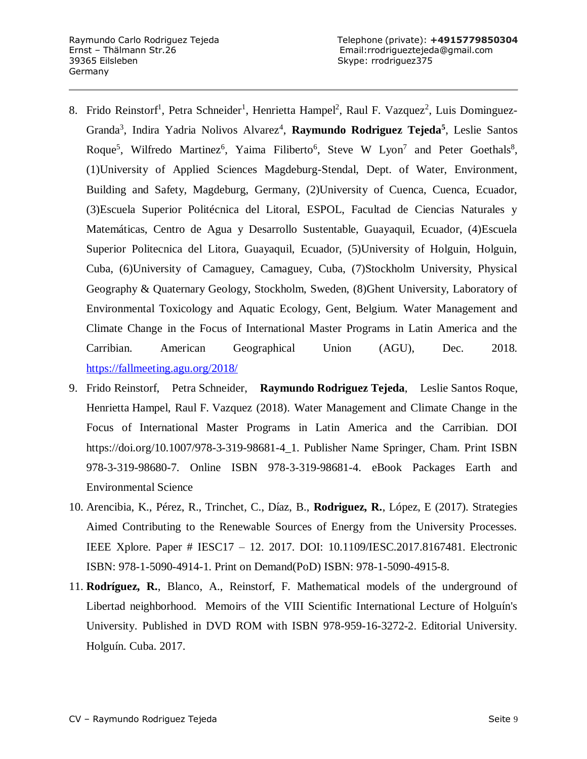8. Frido Reinstorf[1], Petra Schneider[1], Henrietta Hampel[2], Raul F. Vazquez[2], Luis Dominguez-Granda[3], Indira Yadria Nolivos Alvarez[4], **Raymundo Rodriguez Tejeda[5]**, Leslie Santos Roque[5], Wilfredo Martinez[6], Yaima Filiberto[6], Steve W Lyon[7] and Peter Goethals[8], (1)University of Applied Sciences Magdeburg-Stendal, Dept. of Water, Environment, Building and Safety, Magdeburg, Germany, (2)University of Cuenca, Cuenca, Ecuador, (3)Escuela Superior Politécnica del Litoral, ESPOL, Facultad de Ciencias Naturales y Matemáticas, Centro de Agua y Desarrollo Sustentable, Guayaquil, Ecuador, (4)Escuela Superior Politecnica del Litora, Guayaquil, Ecuador, (5)University of Holguin, Holguin, Cuba, (6)University of Camaguey, Camaguey, Cuba, (7)Stockholm University, Physical Geography & Quaternary Geology, Stockholm, Sweden, (8)Ghent University, Laboratory of Environmental Toxicology and Aquatic Ecology, Gent, Belgium. Water Management and Climate Change in the Focus of International Master Programs in Latin America and the Carribian. American Geographical Union (AGU), Dec. 2018. [https://fallmeeting.agu.org/2018/](https://fallmeeting.agu.org/2018/)
9. Frido Reinstorf, Petra Schneider, **Raymundo Rodriguez Tejeda**, Leslie Santos Roque, Henrietta Hampel, Raul F. Vazquez (2018). Water Management and Climate Change in the Focus of International Master Programs in Latin America and the Carribian. DOI https://doi.org/10.1007/978-3-319-98681-4_1. Publisher Name Springer, Cham. Print ISBN 978-3-319-98680-7. Online ISBN 978-3-319-98681-4. eBook Packages Earth and Environmental Science
10. Arencibia, K., Pérez, R., Trinchet, C., Díaz, B., **Rodriguez, R.**, López, E (2017). Strategies Aimed Contributing to the Renewable Sources of Energy from the University Processes. IEEE Xplore. Paper # IESC17 – 12. 2017. DOI: 10.1109/IESC.2017.8167481. Electronic ISBN: 978-1-5090-4914-1. Print on Demand(PoD) ISBN: 978-1-5090-4915-8.
11. **Rodríguez, R.**, Blanco, A., Reinstorf, F. Mathematical models of the underground of Libertad neighborhood. Memoirs of the VIII Scientific International Lecture of Holguín's University. Published in DVD ROM with ISBN 978-959-16-3272-2. Editorial University. Holguín. Cuba. 2017.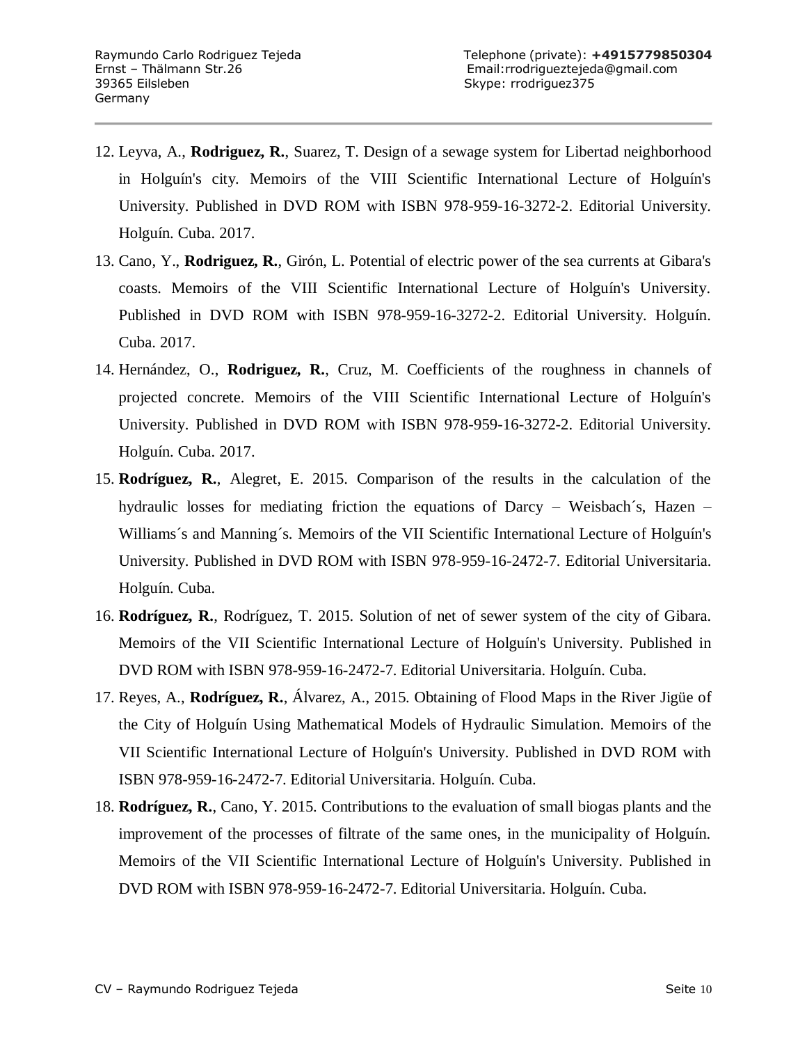12. Leyva, A., **Rodriguez, R.**, Suarez, T. Design of a sewage system for Libertad neighborhood in Holguín's city. Memoirs of the VIII Scientific International Lecture of Holguín's University. Published in DVD ROM with ISBN 978-959-16-3272-2. Editorial University. Holguín. Cuba. 2017.
13. Cano, Y., **Rodriguez, R.**, Girón, L. Potential of electric power of the sea currents at Gibara's coasts. Memoirs of the VIII Scientific International Lecture of Holguín's University. Published in DVD ROM with ISBN 978-959-16-3272-2. Editorial University. Holguín. Cuba. 2017.
14. Hernández, O., **Rodriguez, R.**, Cruz, M. Coefficients of the roughness in channels of projected concrete. Memoirs of the VIII Scientific International Lecture of Holguín's University. Published in DVD ROM with ISBN 978-959-16-3272-2. Editorial University. Holguín. Cuba. 2017.
15. **Rodríguez, R.**, Alegret, E. 2015. Comparison of the results in the calculation of the hydraulic losses for mediating friction the equations of Darcy – Weisbach´s, Hazen – Williams´s and Manning´s. Memoirs of the VII Scientific International Lecture of Holguín's University. Published in DVD ROM with ISBN 978-959-16-2472-7. Editorial Universitaria. Holguín. Cuba.
16. **Rodríguez, R.**, Rodríguez, T. 2015. Solution of net of sewer system of the city of Gibara. Memoirs of the VII Scientific International Lecture of Holguín's University. Published in DVD ROM with ISBN 978-959-16-2472-7. Editorial Universitaria. Holguín. Cuba.
17. Reyes, A., **Rodríguez, R.**, Álvarez, A., 2015. Obtaining of Flood Maps in the River Jigüe of the City of Holguín Using Mathematical Models of Hydraulic Simulation. Memoirs of the VII Scientific International Lecture of Holguín's University. Published in DVD ROM with ISBN 978-959-16-2472-7. Editorial Universitaria. Holguín. Cuba.
18. **Rodríguez, R.**, Cano, Y. 2015. Contributions to the evaluation of small biogas plants and the improvement of the processes of filtrate of the same ones, in the municipality of Holguín. Memoirs of the VII Scientific International Lecture of Holguín's University. Published in DVD ROM with ISBN 978-959-16-2472-7. Editorial Universitaria. Holguín. Cuba.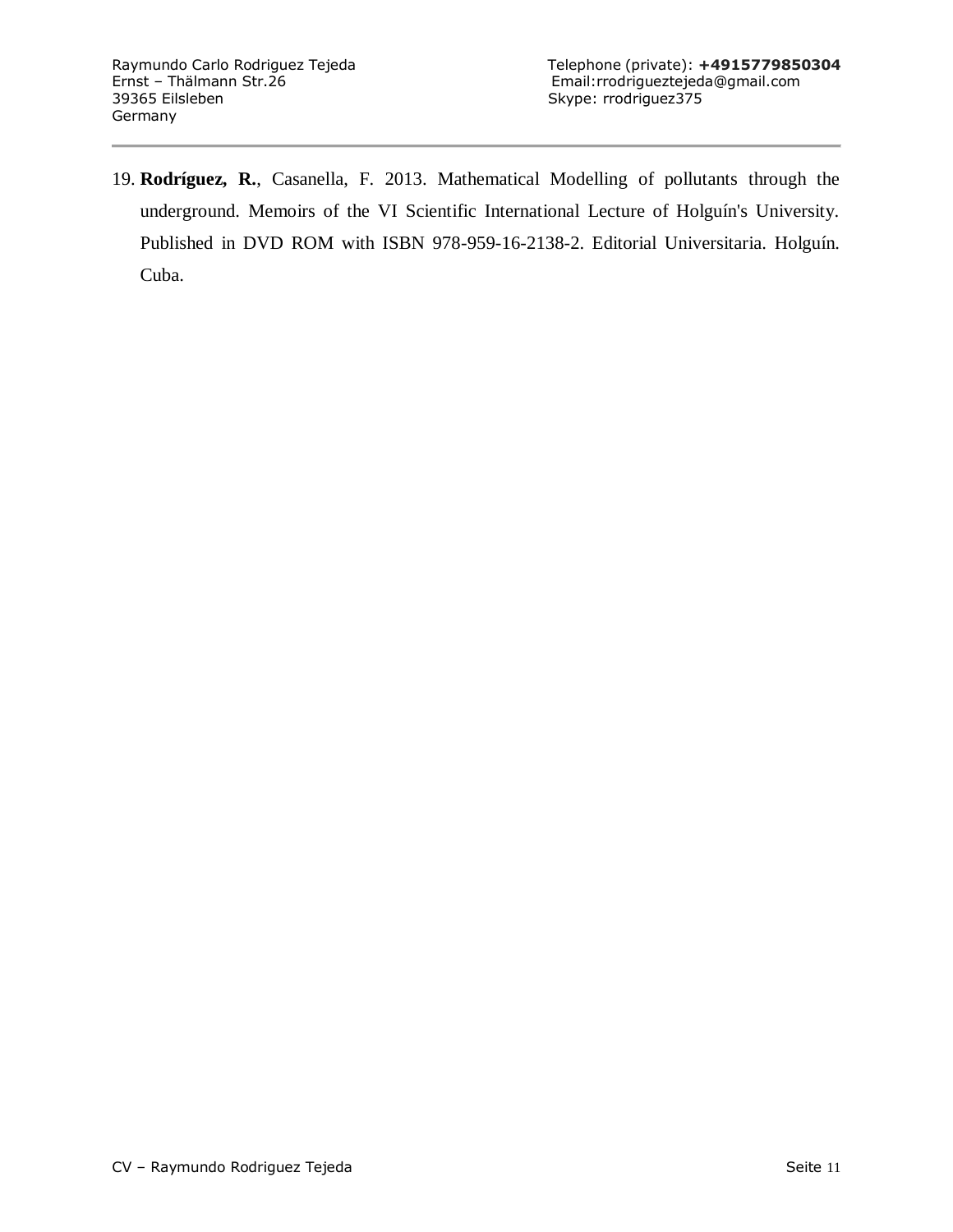19. **Rodríguez, R.**, Casanella, F. 2013. Mathematical Modelling of pollutants through the underground. Memoirs of the VI Scientific International Lecture of Holguín's University. Published in DVD ROM with ISBN 978-959-16-2138-2. Editorial Universitaria. Holguín. Cuba.